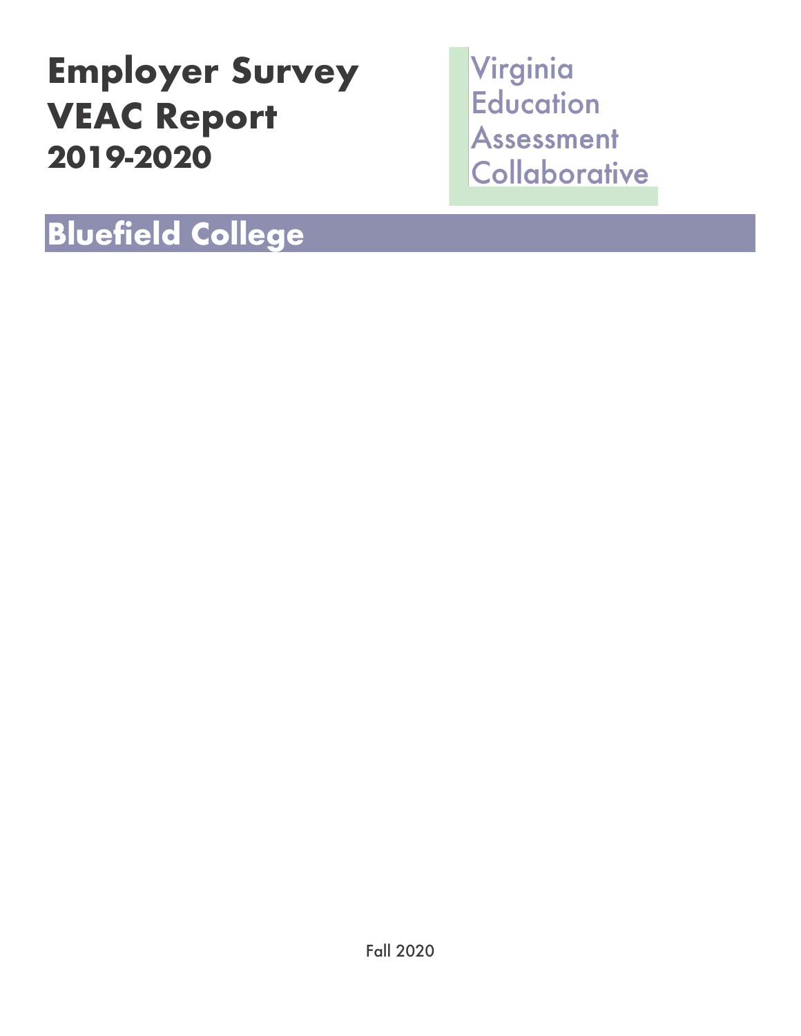# Employer Survey VEAC Report 2019-2020

Virginia Education Assessment Collaborative

## Bluefield College

Fall 2020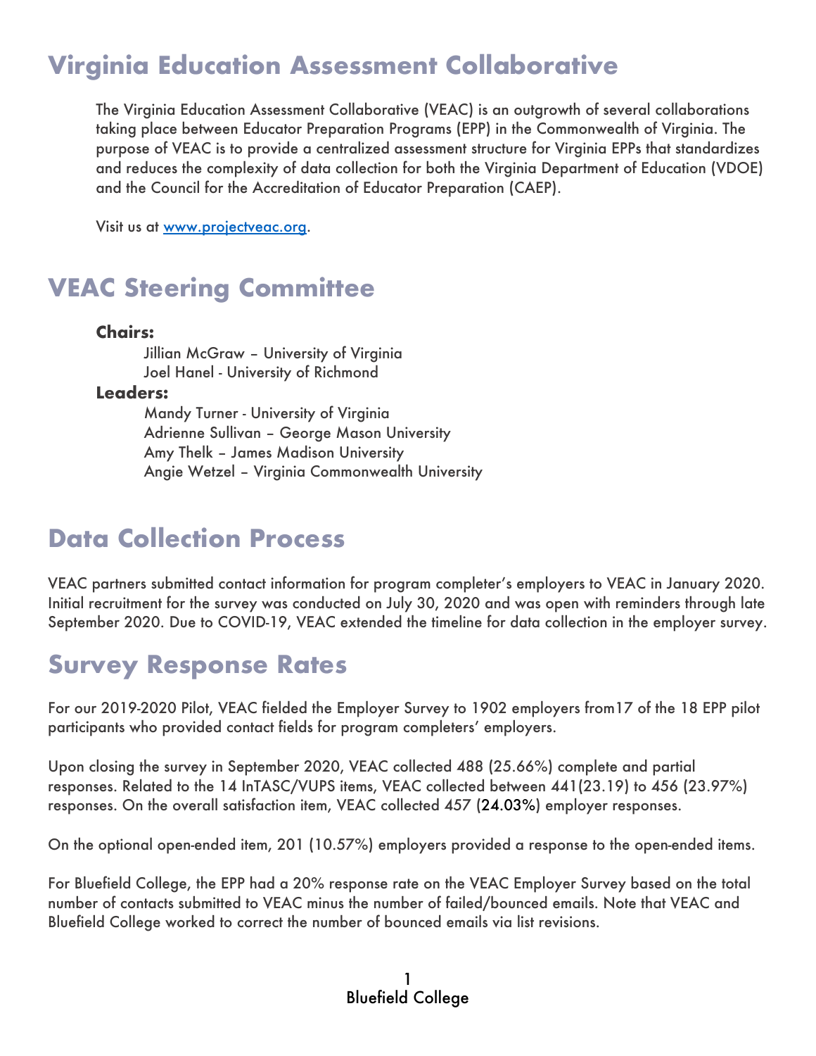# Virginia Education Assessment Collaborative

The Virginia Education Assessment Collaborative (VEAC) is an outgrowth of several collaborations taking place between Educator Preparation Programs (EPP) in the Commonwealth of Virginia. The purpose of VEAC is to provide a centralized assessment structure for Virginia EPPs that standardizes and reduces the complexity of data collection for both the Virginia Department of Education (VDOE) and the Council for the Accreditation of Educator Preparation (CAEP).

Visit us at [www.projectveac.org](www.projectveac.org).

# VEAC Steering Committee

**Chairs:**

Jillian McGraw – University of Virginia
Joel Hanel - University of Richmond

**Leaders:**

Mandy Turner - University of Virginia
Adrienne Sullivan – George Mason University
Amy Thelk – James Madison University
Angie Wetzel – Virginia Commonwealth University

# Data Collection Process

VEAC partners submitted contact information for program completer's employers to VEAC in January 2020. Initial recruitment for the survey was conducted on July 30, 2020 and was open with reminders through late September 2020. Due to COVID-19, VEAC extended the timeline for data collection in the employer survey.

# Survey Response Rates

For our 2019-2020 Pilot, VEAC fielded the Employer Survey to 1902 employers from17 of the 18 EPP pilot participants who provided contact fields for program completers' employers.

Upon closing the survey in September 2020, VEAC collected 488 (25.66%) complete and partial responses. Related to the 14 InTASC/VUPS items, VEAC collected between 441(23.19) to 456 (23.97%) responses. On the overall satisfaction item, VEAC collected 457 (24.03%) employer responses.

On the optional open-ended item, 201 (10.57%) employers provided a response to the open-ended items.

For Bluefield College, the EPP had a 20% response rate on the VEAC Employer Survey based on the total number of contacts submitted to VEAC minus the number of failed/bounced emails. Note that VEAC and Bluefield College worked to correct the number of bounced emails via list revisions.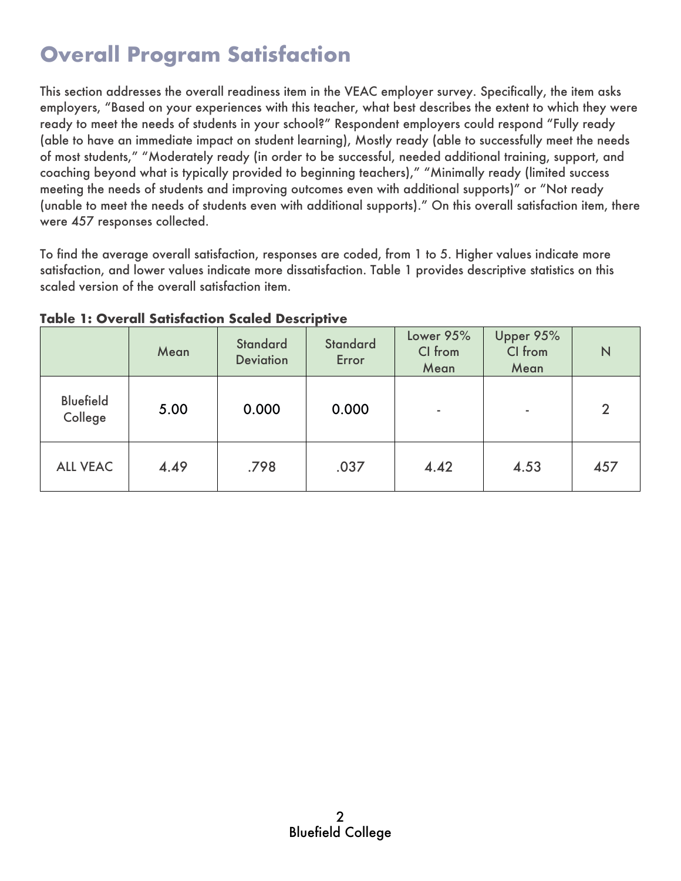# Overall Program Satisfaction

This section addresses the overall readiness item in the VEAC employer survey. Specifically, the item asks employers, “Based on your experiences with this teacher, what best describes the extent to which they were ready to meet the needs of students in your school?” Respondent employers could respond “Fully ready (able to have an immediate impact on student learning), Mostly ready (able to successfully meet the needs of most students,” “Moderately ready (in order to be successful, needed additional training, support, and coaching beyond what is typically provided to beginning teachers),” “Minimally ready (limited success meeting the needs of students and improving outcomes even with additional supports)” or “Not ready (unable to meet the needs of students even with additional supports).” On this overall satisfaction item, there were 457 responses collected.

To find the average overall satisfaction, responses are coded, from 1 to 5. Higher values indicate more satisfaction, and lower values indicate more dissatisfaction. Table 1 provides descriptive statistics on this scaled version of the overall satisfaction item.

**Table 1: Overall Satisfaction Scaled Descriptive**

| | Mean | Standard Deviation | Standard Error | Lower 95% CI from Mean | Upper 95% CI from Mean | N |
|---|---|---|---|---|---|---|
| Bluefield College | 5.00 | 0.000 | 0.000 | - | - | 2 |
| ALL VEAC | 4.49 | .798 | .037 | 4.42 | 4.53 | 457 |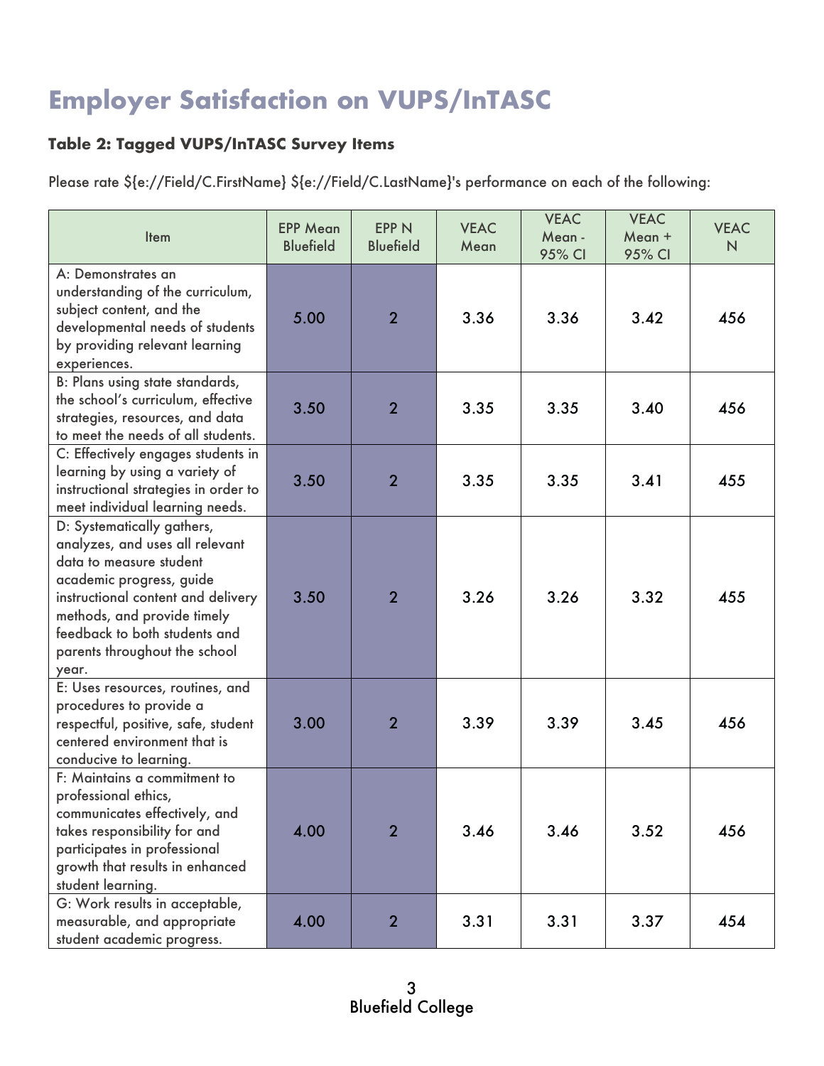# Employer Satisfaction on VUPS/InTASC

### Table 2: Tagged VUPS/InTASC Survey Items

Please rate ${e://Field/C.FirstName} ${e://Field/C.LastName}'s performance on each of the following:

| Item | EPP Mean Bluefield | EPP N Bluefield | VEAC Mean | VEAC Mean - 95% CI | VEAC Mean + 95% CI | VEAC N |
|---|---|---|---|---|---|---|
| A: Demonstrates an understanding of the curriculum, subject content, and the developmental needs of students by providing relevant learning experiences. | 5.00 | 2 | 3.36 | 3.36 | 3.42 | 456 |
| B: Plans using state standards, the school's curriculum, effective strategies, resources, and data to meet the needs of all students. | 3.50 | 2 | 3.35 | 3.35 | 3.40 | 456 |
| C: Effectively engages students in learning by using a variety of instructional strategies in order to meet individual learning needs. | 3.50 | 2 | 3.35 | 3.35 | 3.41 | 455 |
| D: Systematically gathers, analyzes, and uses all relevant data to measure student academic progress, guide instructional content and delivery methods, and provide timely feedback to both students and parents throughout the school year. | 3.50 | 2 | 3.26 | 3.26 | 3.32 | 455 |
| E: Uses resources, routines, and procedures to provide a respectful, positive, safe, student centered environment that is conducive to learning. | 3.00 | 2 | 3.39 | 3.39 | 3.45 | 456 |
| F: Maintains a commitment to professional ethics, communicates effectively, and takes responsibility for and participates in professional growth that results in enhanced student learning. | 4.00 | 2 | 3.46 | 3.46 | 3.52 | 456 |
| G: Work results in acceptable, measurable, and appropriate student academic progress. | 4.00 | 2 | 3.31 | 3.31 | 3.37 | 454 |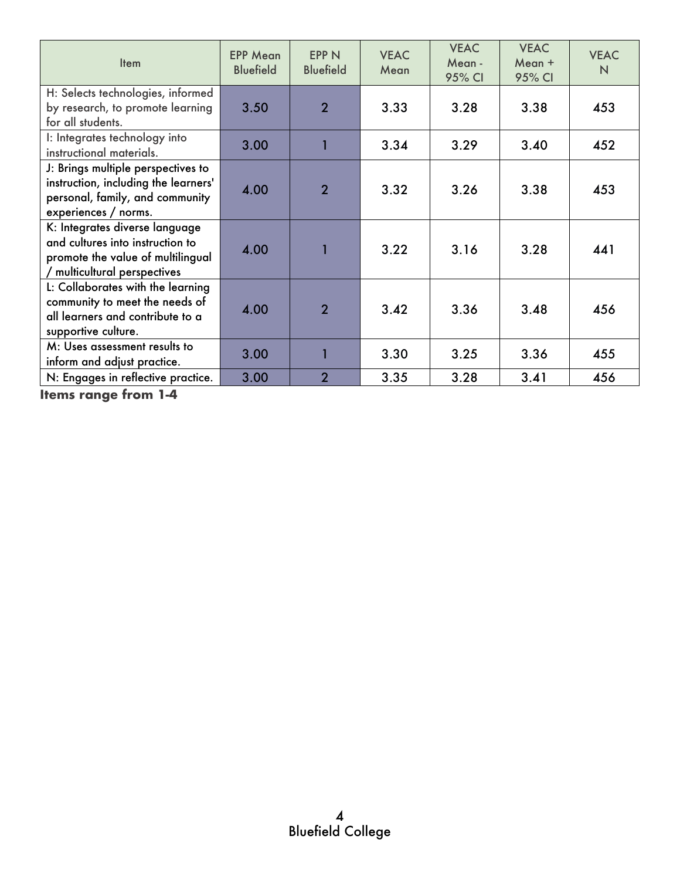| Item | EPP Mean Bluefield | EPP N Bluefield | VEAC Mean | VEAC Mean - 95% CI | VEAC Mean + 95% CI | VEAC N |
|---|---|---|---|---|---|---|
| H: Selects technologies, informed by research, to promote learning for all students. | 3.50 | 2 | 3.33 | 3.28 | 3.38 | 453 |
| I: Integrates technology into instructional materials. | 3.00 | 1 | 3.34 | 3.29 | 3.40 | 452 |
| J: Brings multiple perspectives to instruction, including the learners' personal, family, and community experiences / norms. | 4.00 | 2 | 3.32 | 3.26 | 3.38 | 453 |
| K: Integrates diverse language and cultures into instruction to promote the value of multilingual / multicultural perspectives | 4.00 | 1 | 3.22 | 3.16 | 3.28 | 441 |
| L: Collaborates with the learning community to meet the needs of all learners and contribute to a supportive culture. | 4.00 | 2 | 3.42 | 3.36 | 3.48 | 456 |
| M: Uses assessment results to inform and adjust practice. | 3.00 | 1 | 3.30 | 3.25 | 3.36 | 455 |
| N: Engages in reflective practice. | 3.00 | 2 | 3.35 | 3.28 | 3.41 | 456 |

**Items range from 1-4**